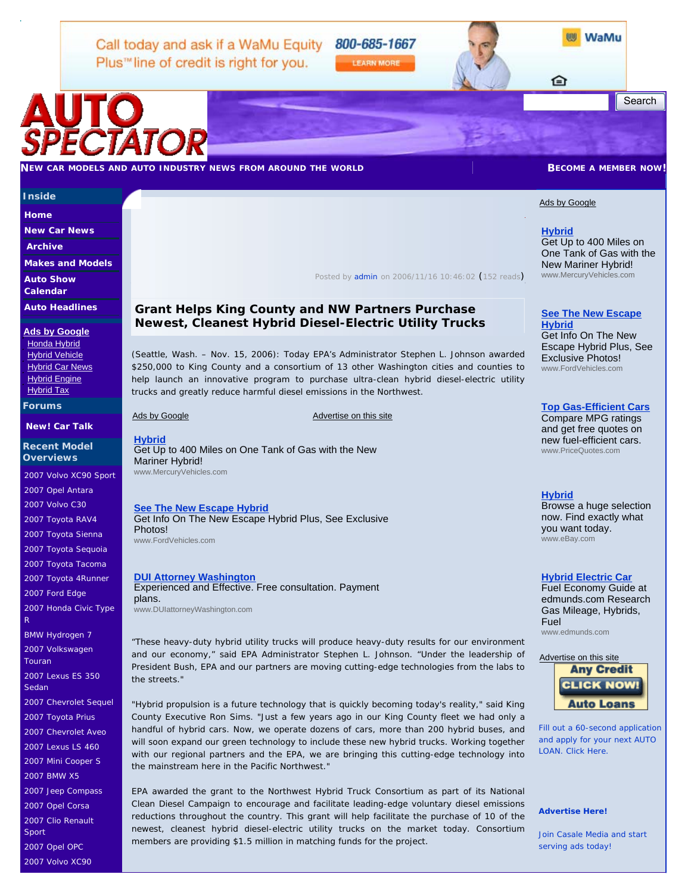Call today and ask if a WaMu Equity Plus™ line of credit is right for you. 800-685-1667 LEARN MORE WaMu

# AUTO SPECTATOR

NEW CAR MODELS AND AUTO INDUSTRY NEWS FROM AROUND THE WORLD

BECOME A MEMBER NOW!

**Inside**

- Home
- New Car News
- Archive
- Makes and Models
- Auto Show Calendar
- Auto Headlines

Ads by Google

- Honda Hybrid
- Hybrid Vehicle
- Hybrid Car News
- Hybrid Engine
- Hybrid Tax

**Forums**

- New! Car Talk

**Recent Model Overviews**

- 2007 Volvo XC90 Sport
- 2007 Opel Antara
- 2007 Volvo C30
- 2007 Toyota RAV4
- 2007 Toyota Sienna
- 2007 Toyota Sequoia
- 2007 Toyota Tacoma
- 2007 Toyota 4Runner
- 2007 Ford Edge
- 2007 Honda Civic Type R
- BMW Hydrogen 7
- 2007 Volkswagen Touran
- 2007 Lexus ES 350 Sedan
- 2007 Chevrolet Sequel
- 2007 Toyota Prius
- 2007 Chevrolet Aveo
- 2007 Lexus LS 460
- 2007 Mini Cooper S
- 2007 BMW X5
- 2007 Jeep Compass
- 2007 Opel Corsa
- 2007 Clio Renault Sport
- 2007 Opel OPC
- 2007 Volvo XC90

Posted by admin on 2006/11/16 10:46:02 (152 reads)

## Grant Helps King County and NW Partners Purchase Newest, Cleanest Hybrid Diesel-Electric Utility Trucks

(Seattle, Wash. – Nov. 15, 2006): Today EPA's Administrator Stephen L. Johnson awarded $250,000 to King County and a consortium of 13 other Washington cities and counties to help launch an innovative program to purchase ultra-clean hybrid diesel-electric utility trucks and greatly reduce harmful diesel emissions in the Northwest.

Ads by Google Advertise on this site

**Hybrid**
Get Up to 400 Miles on One Tank of Gas with the New Mariner Hybrid!
www.MercuryVehicles.com

**See The New Escape Hybrid**
Get Info On The New Escape Hybrid Plus, See Exclusive Photos!
www.FordVehicles.com

**DUI Attorney Washington**
Experienced and Effective. Free consultation. Payment plans.
www.DUIattorneyWashington.com

"These heavy-duty hybrid utility trucks will produce heavy-duty results for our environment and our economy," said EPA Administrator Stephen L. Johnson. "Under the leadership of President Bush, EPA and our partners are moving cutting-edge technologies from the labs to the streets."

"Hybrid propulsion is a future technology that is quickly becoming today's reality," said King County Executive Ron Sims. "Just a few years ago in our King County fleet we had only a handful of hybrid cars. Now, we operate dozens of cars, more than 200 hybrid buses, and will soon expand our green technology to include these new hybrid trucks. Working together with our regional partners and the EPA, we are bringing this cutting-edge technology into the mainstream here in the Pacific Northwest."

EPA awarded the grant to the Northwest Hybrid Truck Consortium as part of its National Clean Diesel Campaign to encourage and facilitate leading-edge voluntary diesel emissions reductions throughout the country. This grant will help facilitate the purchase of 10 of the newest, cleanest hybrid diesel-electric utility trucks on the market today. Consortium members are providing $1.5 million in matching funds for the project.

Ads by Google

**Hybrid**
Get Up to 400 Miles on One Tank of Gas with the New Mariner Hybrid!
www.MercuryVehicles.com

**See The New Escape Hybrid**
Get Info On The New Escape Hybrid Plus, See Exclusive Photos!
www.FordVehicles.com

**Top Gas-Efficient Cars**
Compare MPG ratings and get free quotes on new fuel-efficient cars.
www.PriceQuotes.com

**Hybrid**
Browse a huge selection now. Find exactly what you want today.
www.eBay.com

**Hybrid Electric Car**
Fuel Economy Guide at edmunds.com Research Gas Mileage, Hybrids, Fuel
www.edmunds.com

Advertise on this site

Any Credit CLICK NOW! Auto Loans

Fill out a 60-second application and apply for your next AUTO LOAN. Click Here.

**Advertise Here!**

Join Casale Media and start serving ads today!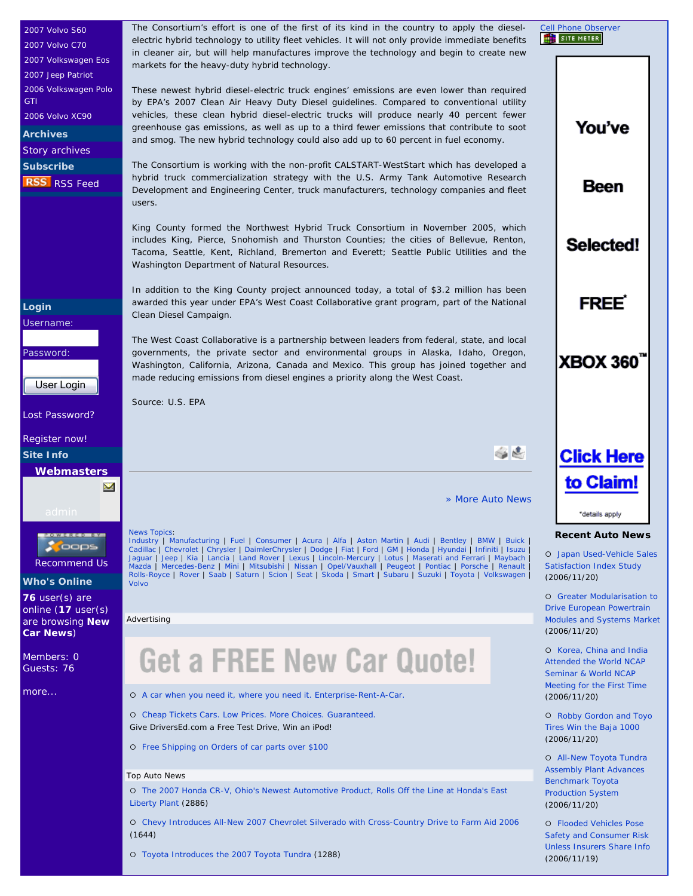- 2007 Volvo S60
- 2007 Volvo C70
- 2007 Volkswagen Eos
- 2007 Jeep Patriot
- 2006 Volkswagen Polo GTI
- 2006 Volvo XC90

**Archives**

Story archives

**Subscribe**

RSS Feed

**Login**

Username:

Password:

User Login

Lost Password?

Register now!

**Site Info**

**Webmasters**

admin

Recommend Us

**Who's Online**

**76** user(s) are online (**17** user(s) are browsing **New Car News**)

Members: 0
Guests: 76

more...

The Consortium's effort is one of the first of its kind in the country to apply the diesel-electric hybrid technology to utility fleet vehicles. It will not only provide immediate benefits in cleaner air, but will help manufactures improve the technology and begin to create new markets for the heavy-duty hybrid technology.

These newest hybrid diesel-electric truck engines' emissions are even lower than required by EPA's 2007 Clean Air Heavy Duty Diesel guidelines. Compared to conventional utility vehicles, these clean hybrid diesel-electric trucks will produce nearly 40 percent fewer greenhouse gas emissions, as well as up to a third fewer emissions that contribute to soot and smog. The new hybrid technology could also add up to 60 percent in fuel economy.

The Consortium is working with the non-profit CALSTART-WestStart which has developed a hybrid truck commercialization strategy with the U.S. Army Tank Automotive Research Development and Engineering Center, truck manufacturers, technology companies and fleet users.

King County formed the Northwest Hybrid Truck Consortium in November 2005, which includes King, Pierce, Snohomish and Thurston Counties; the cities of Bellevue, Renton, Tacoma, Seattle, Kent, Richland, Bremerton and Everett; Seattle Public Utilities and the Washington Department of Natural Resources.

In addition to the King County project announced today, a total of $3.2 million has been awarded this year under EPA's West Coast Collaborative grant program, part of the National Clean Diesel Campaign.

The West Coast Collaborative is a partnership between leaders from federal, state, and local governments, the private sector and environmental groups in Alaska, Idaho, Oregon, Washington, California, Arizona, Canada and Mexico. This group has joined together and made reducing emissions from diesel engines a priority along the West Coast.

Source: U.S. EPA

» More Auto News

News Topics:
Industry | Manufacturing | Fuel | Consumer | Acura | Alfa | Aston Martin | Audi | Bentley | BMW | Buick | Cadillac | Chevrolet | Chrysler | DaimlerChrysler | Dodge | Fiat | Ford | GM | Honda | Hyundai | Infiniti | Isuzu | Jaguar | Jeep | Kia | Lancia | Land Rover | Lexus | Lincoln-Mercury | Lotus | Maserati and Ferrari | Maybach | Mazda | Mercedes-Benz | Mini | Mitsubishi | Nissan | Opel/Vauxhall | Peugeot | Pontiac | Porsche | Renault | Rolls-Royce | Rover | Saab | Saturn | Scion | Seat | Skoda | Smart | Subaru | Suzuki | Toyota | Volkswagen | Volvo

Advertising

Get a FREE New Car Quote!

- A car when you need it, where you need it. Enterprise-Rent-A-Car.
- Cheap Tickets Cars. Low Prices. More Choices. Guaranteed.
Give DriversEd.com a Free Test Drive, Win an iPod!
- Free Shipping on Orders of car parts over $100

Top Auto News

- The 2007 Honda CR-V, Ohio's Newest Automotive Product, Rolls Off the Line at Honda's East Liberty Plant (2886)
- Chevy Introduces All-New 2007 Chevrolet Silverado with Cross-Country Drive to Farm Aid 2006 (1644)
- Toyota Introduces the 2007 Toyota Tundra (1288)

Cell Phone Observer

You've Been Selected! FREE* XBOX 360™ Click Here to Claim! *details apply

**Recent Auto News**

- Japan Used-Vehicle Sales Satisfaction Index Study (2006/11/20)
- Greater Modularisation to Drive European Powertrain Modules and Systems Market (2006/11/20)
- Korea, China and India Attended the World NCAP Seminar & World NCAP Meeting for the First Time (2006/11/20)
- Robby Gordon and Toyo Tires Win the Baja 1000 (2006/11/20)
- All-New Toyota Tundra Assembly Plant Advances Benchmark Toyota Production System (2006/11/20)
- Flooded Vehicles Pose Safety and Consumer Risk Unless Insurers Share Info (2006/11/19)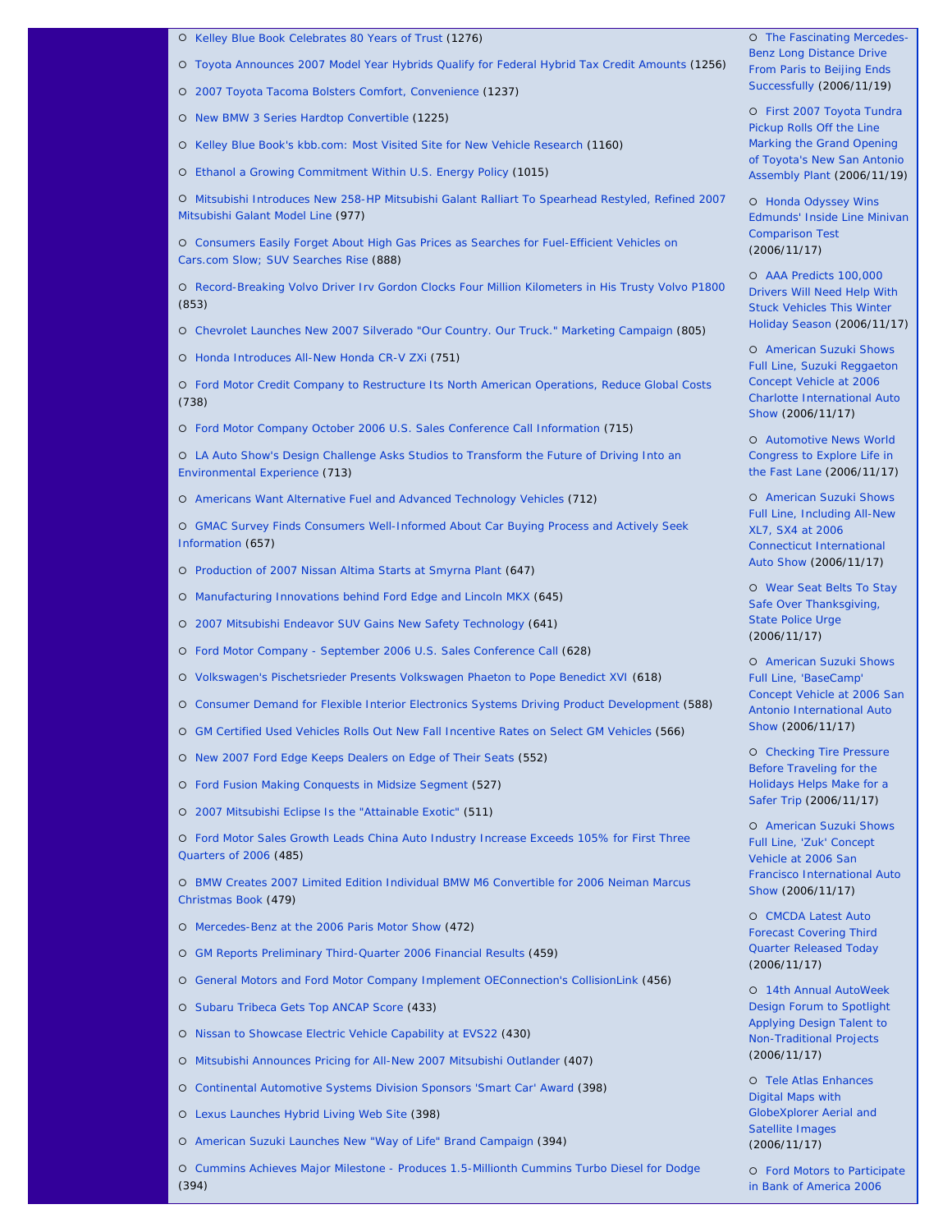- Kelley Blue Book Celebrates 80 Years of Trust (1276)
- Toyota Announces 2007 Model Year Hybrids Qualify for Federal Hybrid Tax Credit Amounts (1256)
- 2007 Toyota Tacoma Bolsters Comfort, Convenience (1237)
- New BMW 3 Series Hardtop Convertible (1225)
- Kelley Blue Book's kbb.com: Most Visited Site for New Vehicle Research (1160)
- Ethanol a Growing Commitment Within U.S. Energy Policy (1015)
- Mitsubishi Introduces New 258-HP Mitsubishi Galant Ralliart To Spearhead Restyled, Refined 2007 Mitsubishi Galant Model Line (977)
- Consumers Easily Forget About High Gas Prices as Searches for Fuel-Efficient Vehicles on Cars.com Slow; SUV Searches Rise (888)
- Record-Breaking Volvo Driver Irv Gordon Clocks Four Million Kilometers in His Trusty Volvo P1800 (853)
- Chevrolet Launches New 2007 Silverado "Our Country. Our Truck." Marketing Campaign (805)
- Honda Introduces All-New Honda CR-V ZXi (751)
- Ford Motor Credit Company to Restructure Its North American Operations, Reduce Global Costs (738)
- Ford Motor Company October 2006 U.S. Sales Conference Call Information (715)
- LA Auto Show's Design Challenge Asks Studios to Transform the Future of Driving Into an Environmental Experience (713)
- Americans Want Alternative Fuel and Advanced Technology Vehicles (712)
- GMAC Survey Finds Consumers Well-Informed About Car Buying Process and Actively Seek Information (657)
- Production of 2007 Nissan Altima Starts at Smyrna Plant (647)
- Manufacturing Innovations behind Ford Edge and Lincoln MKX (645)
- 2007 Mitsubishi Endeavor SUV Gains New Safety Technology (641)
- Ford Motor Company - September 2006 U.S. Sales Conference Call (628)
- Volkswagen's Pischetsrieder Presents Volkswagen Phaeton to Pope Benedict XVI (618)
- Consumer Demand for Flexible Interior Electronics Systems Driving Product Development (588)
- GM Certified Used Vehicles Rolls Out New Fall Incentive Rates on Select GM Vehicles (566)
- New 2007 Ford Edge Keeps Dealers on Edge of Their Seats (552)
- Ford Fusion Making Conquests in Midsize Segment (527)
- 2007 Mitsubishi Eclipse Is the "Attainable Exotic" (511)
- Ford Motor Sales Growth Leads China Auto Industry Increase Exceeds 105% for First Three Quarters of 2006 (485)
- BMW Creates 2007 Limited Edition Individual BMW M6 Convertible for 2006 Neiman Marcus Christmas Book (479)
- Mercedes-Benz at the 2006 Paris Motor Show (472)
- GM Reports Preliminary Third-Quarter 2006 Financial Results (459)
- General Motors and Ford Motor Company Implement OEConnection's CollisionLink (456)
- Subaru Tribeca Gets Top ANCAP Score (433)
- Nissan to Showcase Electric Vehicle Capability at EVS22 (430)
- Mitsubishi Announces Pricing for All-New 2007 Mitsubishi Outlander (407)
- Continental Automotive Systems Division Sponsors 'Smart Car' Award (398)
- Lexus Launches Hybrid Living Web Site (398)
- American Suzuki Launches New "Way of Life" Brand Campaign (394)
- Cummins Achieves Major Milestone - Produces 1.5-Millionth Cummins Turbo Diesel for Dodge (394)

- The Fascinating Mercedes-Benz Long Distance Drive From Paris to Beijing Ends Successfully (2006/11/19)
- First 2007 Toyota Tundra Pickup Rolls Off the Line Marking the Grand Opening of Toyota's New San Antonio Assembly Plant (2006/11/19)
- Honda Odyssey Wins Edmunds' Inside Line Minivan Comparison Test (2006/11/17)
- AAA Predicts 100,000 Drivers Will Need Help With Stuck Vehicles This Winter Holiday Season (2006/11/17)
- American Suzuki Shows Full Line, Suzuki Reggaeton Concept Vehicle at 2006 Charlotte International Auto Show (2006/11/17)
- Automotive News World Congress to Explore Life in the Fast Lane (2006/11/17)
- American Suzuki Shows Full Line, Including All-New XL7, SX4 at 2006 Connecticut International Auto Show (2006/11/17)
- Wear Seat Belts To Stay Safe Over Thanksgiving, State Police Urge (2006/11/17)
- American Suzuki Shows Full Line, 'BaseCamp' Concept Vehicle at 2006 San Antonio International Auto Show (2006/11/17)
- Checking Tire Pressure Before Traveling for the Holidays Helps Make for a Safer Trip (2006/11/17)
- American Suzuki Shows Full Line, 'Zuk' Concept Vehicle at 2006 San Francisco International Auto Show (2006/11/17)
- CMCDA Latest Auto Forecast Covering Third Quarter Released Today (2006/11/17)
- 14th Annual AutoWeek Design Forum to Spotlight Applying Design Talent to Non-Traditional Projects (2006/11/17)
- Tele Atlas Enhances Digital Maps with GlobeXplorer Aerial and Satellite Images (2006/11/17)
- Ford Motors to Participate in Bank of America 2006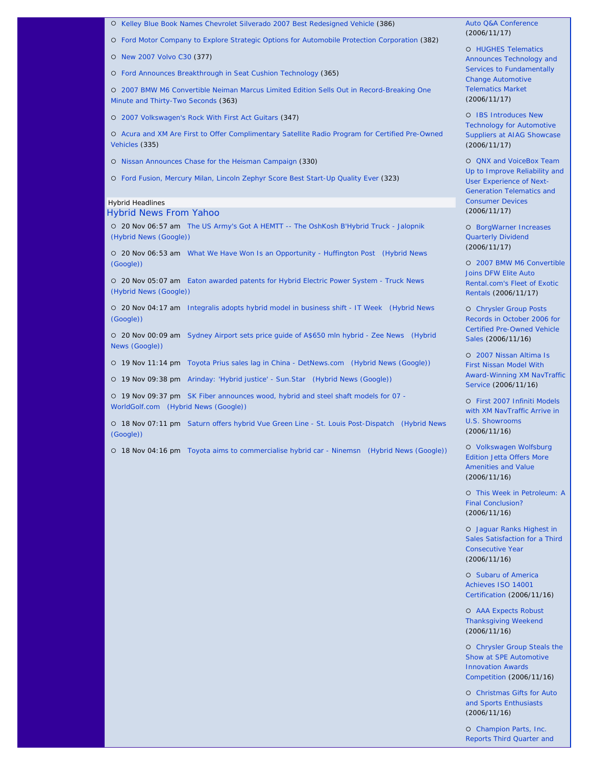- Kelley Blue Book Names Chevrolet Silverado 2007 Best Redesigned Vehicle (386)
- Ford Motor Company to Explore Strategic Options for Automobile Protection Corporation (382)
- New 2007 Volvo C30 (377)
- Ford Announces Breakthrough in Seat Cushion Technology (365)
- 2007 BMW M6 Convertible Neiman Marcus Limited Edition Sells Out in Record-Breaking One Minute and Thirty-Two Seconds (363)
- 2007 Volkswagen's Rock With First Act Guitars (347)
- Acura and XM Are First to Offer Complimentary Satellite Radio Program for Certified Pre-Owned Vehicles (335)
- Nissan Announces Chase for the Heisman Campaign (330)
- Ford Fusion, Mercury Milan, Lincoln Zephyr Score Best Start-Up Quality Ever (323)

Hybrid Headlines

## Hybrid News From Yahoo

- 20 Nov 06:57 am The US Army's Got A HEMTT -- The OshKosh B'Hybrid Truck - Jalopnik (Hybrid News (Google))
- 20 Nov 06:53 am What We Have Won Is an Opportunity - Huffington Post (Hybrid News (Google))
- 20 Nov 05:07 am Eaton awarded patents for Hybrid Electric Power System - Truck News (Hybrid News (Google))
- 20 Nov 04:17 am Integralis adopts hybrid model in business shift - IT Week (Hybrid News (Google))
- 20 Nov 00:09 am Sydney Airport sets price guide of A$650 mln hybrid - Zee News (Hybrid News (Google))
- 19 Nov 11:14 pm Toyota Prius sales lag in China - DetNews.com (Hybrid News (Google))
- 19 Nov 09:38 pm Arinday: 'Hybrid justice' - Sun.Star (Hybrid News (Google))
- 19 Nov 09:37 pm SK Fiber announces wood, hybrid and steel shaft models for 07 - WorldGolf.com (Hybrid News (Google))
- 18 Nov 07:11 pm Saturn offers hybrid Vue Green Line - St. Louis Post-Dispatch (Hybrid News (Google))
- 18 Nov 04:16 pm Toyota aims to commercialise hybrid car - Ninemsn (Hybrid News (Google))

Auto Q&A Conference (2006/11/17)

- HUGHES Telematics Announces Technology and Services to Fundamentally Change Automotive Telematics Market (2006/11/17)
- IBS Introduces New Technology for Automotive Suppliers at AIAG Showcase (2006/11/17)
- QNX and VoiceBox Team Up to Improve Reliability and User Experience of Next-Generation Telematics and Consumer Devices (2006/11/17)
- BorgWarner Increases Quarterly Dividend (2006/11/17)
- 2007 BMW M6 Convertible Joins DFW Elite Auto Rental.com's Fleet of Exotic Rentals (2006/11/17)
- Chrysler Group Posts Records in October 2006 for Certified Pre-Owned Vehicle Sales (2006/11/16)
- 2007 Nissan Altima Is First Nissan Model With Award-Winning XM NavTraffic Service (2006/11/16)
- First 2007 Infiniti Models with XM NavTraffic Arrive in U.S. Showrooms (2006/11/16)
- Volkswagen Wolfsburg Edition Jetta Offers More Amenities and Value (2006/11/16)
- This Week in Petroleum: A Final Conclusion? (2006/11/16)
- Jaguar Ranks Highest in Sales Satisfaction for a Third Consecutive Year (2006/11/16)
- Subaru of America Achieves ISO 14001 Certification (2006/11/16)
- AAA Expects Robust Thanksgiving Weekend (2006/11/16)
- Chrysler Group Steals the Show at SPE Automotive Innovation Awards Competition (2006/11/16)
- Christmas Gifts for Auto and Sports Enthusiasts (2006/11/16)
- Champion Parts, Inc. Reports Third Quarter and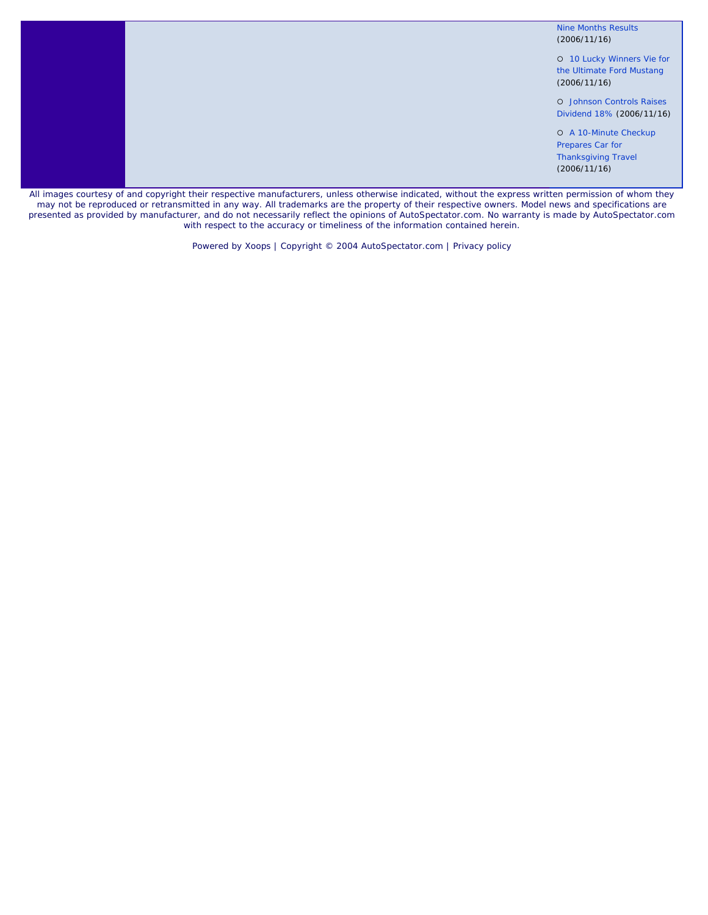Nine Months Results (2006/11/16)

- 10 Lucky Winners Vie for the Ultimate Ford Mustang (2006/11/16)
- Johnson Controls Raises Dividend 18% (2006/11/16)
- A 10-Minute Checkup Prepares Car for Thanksgiving Travel (2006/11/16)

All images courtesy of and copyright their respective manufacturers, unless otherwise indicated, without the express written permission of whom they may not be reproduced or retransmitted in any way. All trademarks are the property of their respective owners. Model news and specifications are presented as provided by manufacturer, and do not necessarily reflect the opinions of AutoSpectator.com. No warranty is made by AutoSpectator.com with respect to the accuracy or timeliness of the information contained herein.

Powered by Xoops | Copyright © 2004 AutoSpectator.com | Privacy policy